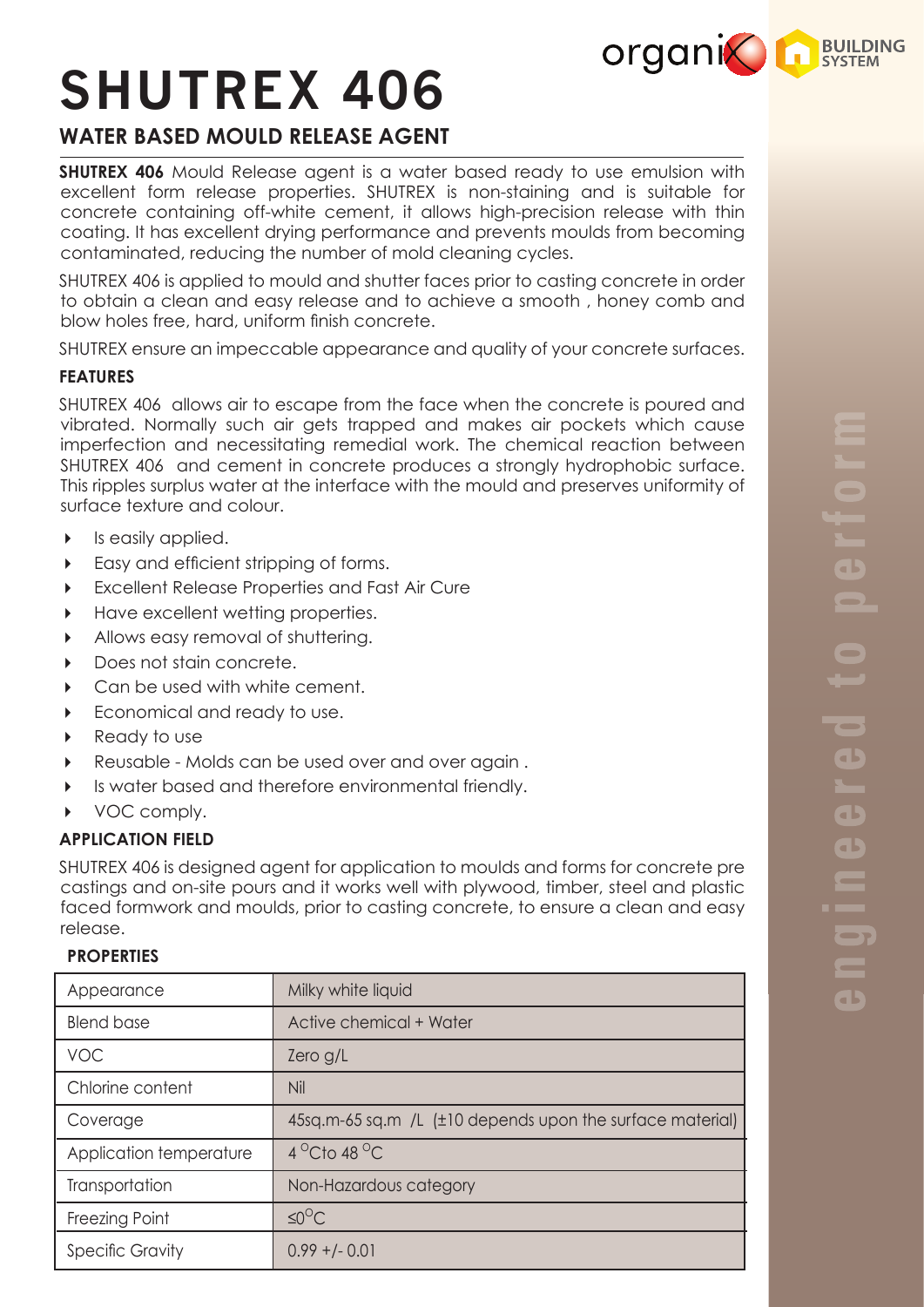# SHUTREX 406

## WATER BASED MOULD RELEASE AGENT

**SHUTREX 406** Mould Release agent is a water based ready to use emulsion with excellent form release properties. SHUTREX is non-staining and is suitable for concrete containing off-white cement, it allows high-precision release with thin coating. It has excellent drying performance and prevents moulds from becoming contaminated, reducing the number of mold cleaning cycles.

SHUTREX 406 is applied to mould and shutter faces prior to casting concrete in order to obtain a clean and easy release and to achieve a smooth , honey comb and blow holes free, hard, uniform finish concrete.

SHUTREX ensure an impeccable appearance and quality of your concrete surfaces.

### FEATURES

SHUTREX 406 allows air to escape from the face when the concrete is poured and vibrated. Normally such air gets trapped and makes air pockets which cause imperfection and necessitating remedial work. The chemical reaction between SHUTREX 406 and cement in concrete produces a strongly hydrophobic surface. This ripples surplus water at the interface with the mould and preserves uniformity of surface texture and colour.

- Is easily applied.
- Easy and efficient stripping of forms.
- Excellent Release Properties and Fast Air Cure
- Have excellent wetting properties.
- Allows easy removal of shuttering.
- Does not stain concrete.
- Can be used with white cement.
- Economical and ready to use.
- Ready to use
- Reusable - Molds can be used over and over again .
- Is water based and therefore environmental friendly.
- VOC comply.

### APPLICATION FIELD

SHUTREX 406 is designed agent for application to moulds and forms for concrete pre castings and on-site pours and it works well with plywood, timber, steel and plastic faced formwork and moulds, prior to casting concrete, to ensure a clean and easy release.

### PROPERTIES

| Property | Value |
|---|---|
| Appearance | Milky white liquid |
| Blend base | Active chemical + Water |
| VOC | Zero g/L |
| Chlorine content | Nil |
| Coverage | 45sq.m-65 sq.m /L (±10 depends upon the surface material) |
| Application temperature | 4 °Cto 48 °C |
| Transportation | Non-Hazardous category |
| Freezing Point | ≤0°C |
| Specific Gravity | 0.99 +/- 0.01 |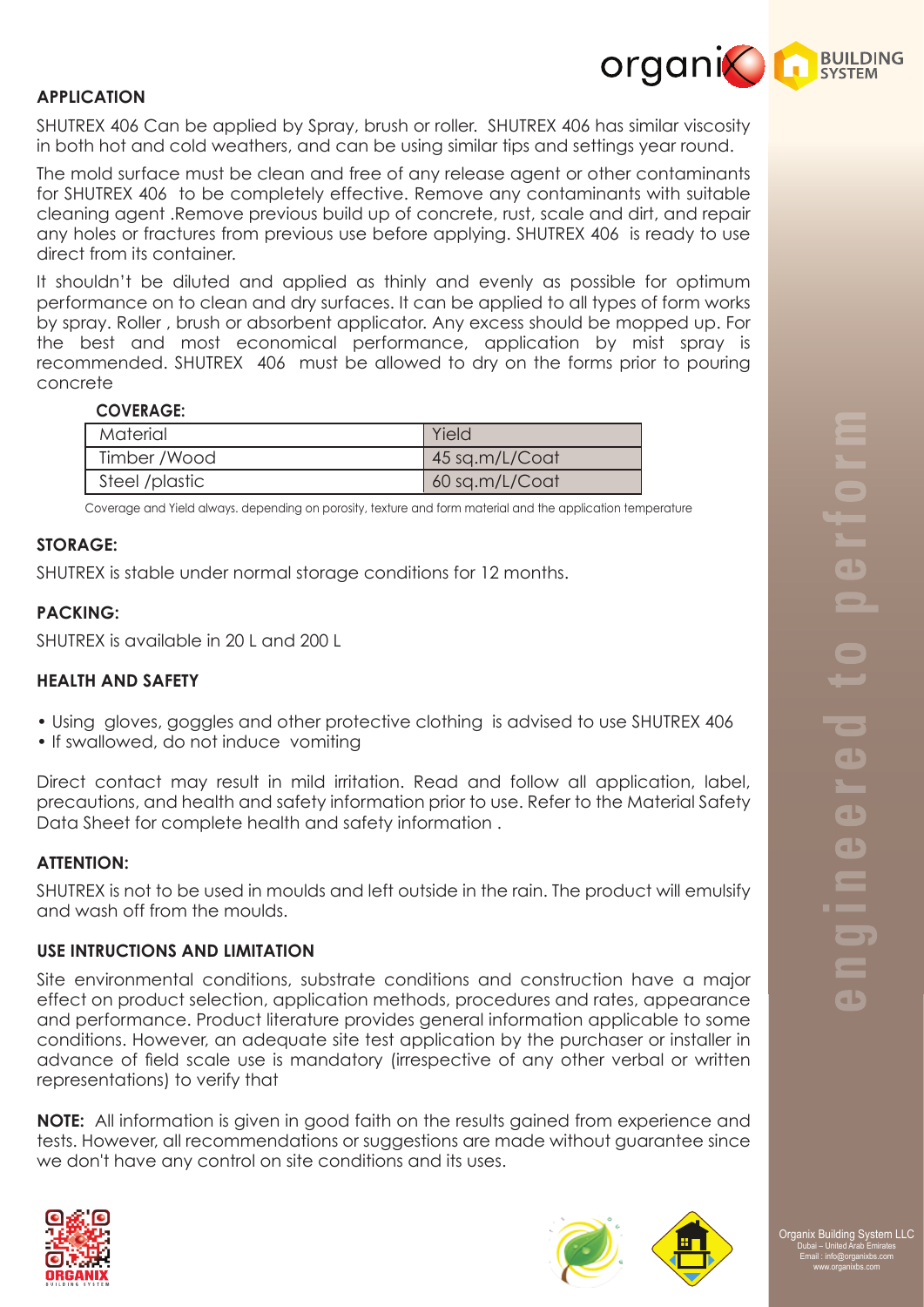## APPLICATION

SHUTREX 406 Can be applied by Spray, brush or roller. SHUTREX 406 has similar viscosity in both hot and cold weathers, and can be using similar tips and settings year round.

The mold surface must be clean and free of any release agent or other contaminants for SHUTREX 406 to be completely effective. Remove any contaminants with suitable cleaning agent .Remove previous build up of concrete, rust, scale and dirt, and repair any holes or fractures from previous use before applying. SHUTREX 406 is ready to use direct from its container.

It shouldn't be diluted and applied as thinly and evenly as possible for optimum performance on to clean and dry surfaces. It can be applied to all types of form works by spray. Roller , brush or absorbent applicator. Any excess should be mopped up. For the best and most economical performance, application by mist spray is recommended. SHUTREX 406 must be allowed to dry on the forms prior to pouring concrete

### COVERAGE:

| Material | Yield |
|---|---|
| Timber /Wood | 45 sq.m/L/Coat |
| Steel /plastic | 60 sq.m/L/Coat |

Coverage and Yield always. depending on porosity, texture and form material and the application temperature

## STORAGE:

SHUTREX is stable under normal storage conditions for 12 months.

## PACKING:

SHUTREX is available in 20 L and 200 L

## HEALTH AND SAFETY

- Using gloves, goggles and other protective clothing is advised to use SHUTREX 406
- If swallowed, do not induce vomiting

Direct contact may result in mild irritation. Read and follow all application, label, precautions, and health and safety information prior to use. Refer to the Material Safety Data Sheet for complete health and safety information .

## ATTENTION:

SHUTREX is not to be used in moulds and left outside in the rain. The product will emulsify and wash off from the moulds.

## USE INTRUCTIONS AND LIMITATION

Site environmental conditions, substrate conditions and construction have a major effect on product selection, application methods, procedures and rates, appearance and performance. Product literature provides general information applicable to some conditions. However, an adequate site test application by the purchaser or installer in advance of field scale use is mandatory (irrespective of any other verbal or written representations) to verify that

**NOTE:** All information is given in good faith on the results gained from experience and tests. However, all recommendations or suggestions are made without guarantee since we don't have any control on site conditions and its uses.

engineered to perform

Organix Building System LLC
Dubai – United Arab Emirates
Email : info@organixbs.com
www.organixbs.com